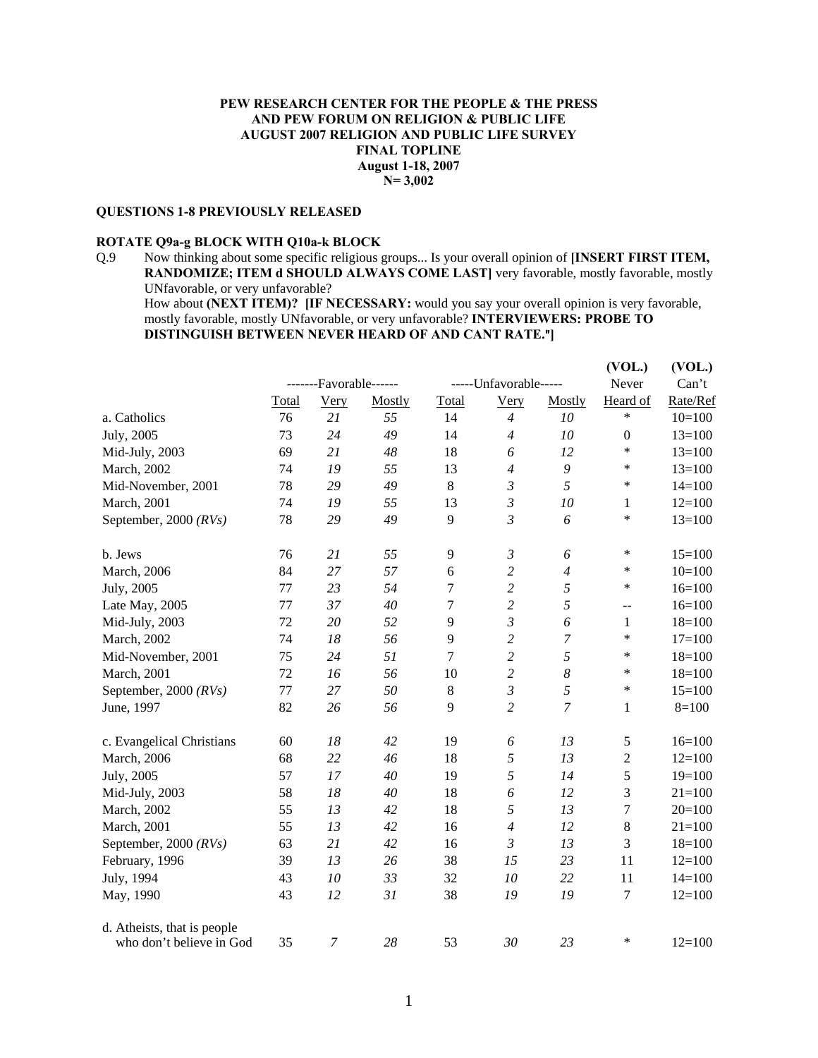**PEW RESEARCH CENTER FOR THE PEOPLE & THE PRESS**
**AND PEW FORUM ON RELIGION & PUBLIC LIFE**
**AUGUST 2007 RELIGION AND PUBLIC LIFE SURVEY**
**FINAL TOPLINE**
**August 1-18, 2007**
**N= 3,002**

**QUESTIONS 1-8 PREVIOUSLY RELEASED**

**ROTATE Q9a-g BLOCK WITH Q10a-k BLOCK**

Q.9 Now thinking about some specific religious groups... Is your overall opinion of **[INSERT FIRST ITEM, RANDOMIZE; ITEM d SHOULD ALWAYS COME LAST]** very favorable, mostly favorable, mostly UNfavorable, or very unfavorable?
How about **(NEXT ITEM)? [IF NECESSARY:** would you say your overall opinion is very favorable, mostly favorable, mostly UNfavorable, or very unfavorable? **INTERVIEWERS: PROBE TO DISTINGUISH BETWEEN NEVER HEARD OF AND CANT RATE."]**

| | -------Favorable------ | | | -----Unfavorable----- | | | (VOL.) Never | (VOL.) Can't |
|---|---|---|---|---|---|---|---|---|
| | Total | Very | Mostly | Total | Very | Mostly | Heard of | Rate/Ref |
| a. Catholics | 76 | *21* | *55* | 14 | *4* | *10* | * | 10=100 |
| July, 2005 | 73 | *24* | *49* | 14 | *4* | *10* | 0 | 13=100 |
| Mid-July, 2003 | 69 | *21* | *48* | 18 | *6* | *12* | * | 13=100 |
| March, 2002 | 74 | *19* | *55* | 13 | *4* | *9* | * | 13=100 |
| Mid-November, 2001 | 78 | *29* | *49* | 8 | *3* | *5* | * | 14=100 |
| March, 2001 | 74 | *19* | *55* | 13 | *3* | *10* | 1 | 12=100 |
| September, 2000 *(RVs)* | 78 | *29* | *49* | 9 | *3* | *6* | * | 13=100 |
| | | | | | | | | |
| b. Jews | 76 | *21* | *55* | 9 | *3* | *6* | * | 15=100 |
| March, 2006 | 84 | *27* | *57* | 6 | *2* | *4* | * | 10=100 |
| July, 2005 | 77 | *23* | *54* | 7 | *2* | *5* | * | 16=100 |
| Late May, 2005 | 77 | *37* | *40* | 7 | *2* | *5* | -- | 16=100 |
| Mid-July, 2003 | 72 | *20* | *52* | 9 | *3* | *6* | 1 | 18=100 |
| March, 2002 | 74 | *18* | *56* | 9 | *2* | *7* | * | 17=100 |
| Mid-November, 2001 | 75 | *24* | *51* | 7 | *2* | *5* | * | 18=100 |
| March, 2001 | 72 | *16* | *56* | 10 | *2* | *8* | * | 18=100 |
| September, 2000 *(RVs)* | 77 | *27* | *50* | 8 | *3* | *5* | * | 15=100 |
| June, 1997 | 82 | *26* | *56* | 9 | *2* | *7* | 1 | 8=100 |
| | | | | | | | | |
| c. Evangelical Christians | 60 | *18* | *42* | 19 | *6* | *13* | 5 | 16=100 |
| March, 2006 | 68 | *22* | *46* | 18 | *5* | *13* | 2 | 12=100 |
| July, 2005 | 57 | *17* | *40* | 19 | *5* | *14* | 5 | 19=100 |
| Mid-July, 2003 | 58 | *18* | *40* | 18 | *6* | *12* | 3 | 21=100 |
| March, 2002 | 55 | *13* | *42* | 18 | *5* | *13* | 7 | 20=100 |
| March, 2001 | 55 | *13* | *42* | 16 | *4* | *12* | 8 | 21=100 |
| September, 2000 *(RVs)* | 63 | *21* | *42* | 16 | *3* | *13* | 3 | 18=100 |
| February, 1996 | 39 | *13* | *26* | 38 | *15* | *23* | 11 | 12=100 |
| July, 1994 | 43 | *10* | *33* | 32 | *10* | *22* | 11 | 14=100 |
| May, 1990 | 43 | *12* | *31* | 38 | *19* | *19* | 7 | 12=100 |
| | | | | | | | | |
| d. Atheists, that is people who don't believe in God | 35 | *7* | *28* | 53 | *30* | *23* | * | 12=100 |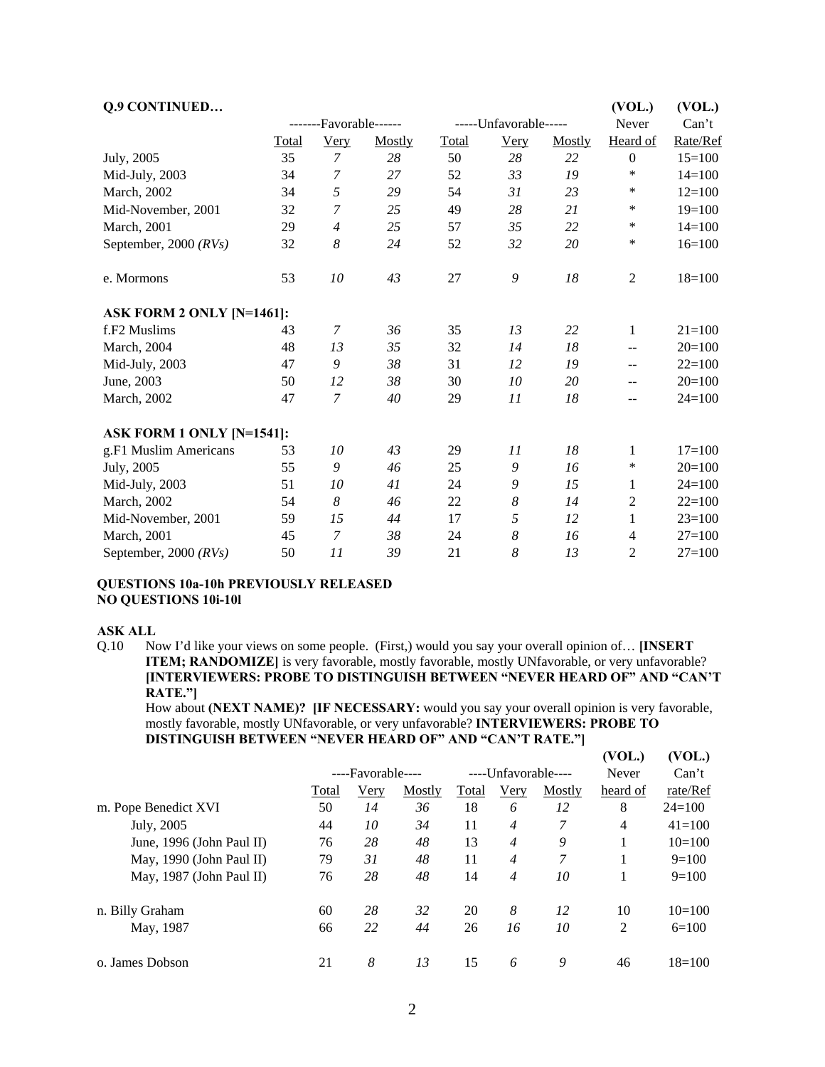**Q.9 CONTINUED…**

| | -------Favorable------ | | | -----Unfavorable----- | | | (VOL.) Never | (VOL.) Can't |
|---|---|---|---|---|---|---|---|---|
| | Total | Very | Mostly | Total | Very | Mostly | Heard of | Rate/Ref |
| July, 2005 | 35 | *7* | *28* | 50 | *28* | *22* | 0 | 15=100 |
| Mid-July, 2003 | 34 | *7* | *27* | 52 | *33* | *19* | * | 14=100 |
| March, 2002 | 34 | *5* | *29* | 54 | *31* | *23* | * | 12=100 |
| Mid-November, 2001 | 32 | *7* | *25* | 49 | *28* | *21* | * | 19=100 |
| March, 2001 | 29 | *4* | *25* | 57 | *35* | *22* | * | 14=100 |
| September, 2000 *(RVs)* | 32 | *8* | *24* | 52 | *32* | *20* | * | 16=100 |
| | | | | | | | | |
| e. Mormons | 53 | *10* | *43* | 27 | *9* | *18* | 2 | 18=100 |
| | | | | | | | | |
| **ASK FORM 2 ONLY [N=1461]:** | | | | | | | | |
| f.F2 Muslims | 43 | *7* | *36* | 35 | *13* | *22* | 1 | 21=100 |
| March, 2004 | 48 | *13* | *35* | 32 | *14* | *18* | -- | 20=100 |
| Mid-July, 2003 | 47 | *9* | *38* | 31 | *12* | *19* | -- | 22=100 |
| June, 2003 | 50 | *12* | *38* | 30 | *10* | *20* | -- | 20=100 |
| March, 2002 | 47 | *7* | *40* | 29 | *11* | *18* | -- | 24=100 |
| | | | | | | | | |
| **ASK FORM 1 ONLY [N=1541]:** | | | | | | | | |
| g.F1 Muslim Americans | 53 | *10* | *43* | 29 | *11* | *18* | 1 | 17=100 |
| July, 2005 | 55 | *9* | *46* | 25 | *9* | *16* | * | 20=100 |
| Mid-July, 2003 | 51 | *10* | *41* | 24 | *9* | *15* | 1 | 24=100 |
| March, 2002 | 54 | *8* | *46* | 22 | *8* | *14* | 2 | 22=100 |
| Mid-November, 2001 | 59 | *15* | *44* | 17 | *5* | *12* | 1 | 23=100 |
| March, 2001 | 45 | *7* | *38* | 24 | *8* | *16* | 4 | 27=100 |
| September, 2000 *(RVs)* | 50 | *11* | *39* | 21 | *8* | *13* | 2 | 27=100 |

**QUESTIONS 10a-10h PREVIOUSLY RELEASED**
**NO QUESTIONS 10i-10l**

**ASK ALL**

Q.10 Now I'd like your views on some people. (First,) would you say your overall opinion of… **[INSERT ITEM; RANDOMIZE]** is very favorable, mostly favorable, mostly UNfavorable, or very unfavorable? **[INTERVIEWERS: PROBE TO DISTINGUISH BETWEEN "NEVER HEARD OF" AND "CAN'T RATE."]**
How about **(NEXT NAME)? [IF NECESSARY:** would you say your overall opinion is very favorable, mostly favorable, mostly UNfavorable, or very unfavorable? **INTERVIEWERS: PROBE TO DISTINGUISH BETWEEN "NEVER HEARD OF" AND "CAN'T RATE."]**

| | ----Favorable---- | | | ----Unfavorable---- | | | (VOL.) Never | (VOL.) Can't |
|---|---|---|---|---|---|---|---|---|
| | Total | Very | Mostly | Total | Very | Mostly | heard of | rate/Ref |
| m. Pope Benedict XVI | 50 | *14* | *36* | 18 | *6* | *12* | 8 | 24=100 |
| July, 2005 | 44 | *10* | *34* | 11 | *4* | *7* | 4 | 41=100 |
| June, 1996 (John Paul II) | 76 | *28* | *48* | 13 | *4* | *9* | 1 | 10=100 |
| May, 1990 (John Paul II) | 79 | *31* | *48* | 11 | *4* | *7* | 1 | 9=100 |
| May, 1987 (John Paul II) | 76 | *28* | *48* | 14 | *4* | *10* | 1 | 9=100 |
| | | | | | | | | |
| n. Billy Graham | 60 | *28* | *32* | 20 | *8* | *12* | 10 | 10=100 |
| May, 1987 | 66 | *22* | *44* | 26 | *16* | *10* | 2 | 6=100 |
| | | | | | | | | |
| o. James Dobson | 21 | *8* | *13* | 15 | *6* | *9* | 46 | 18=100 |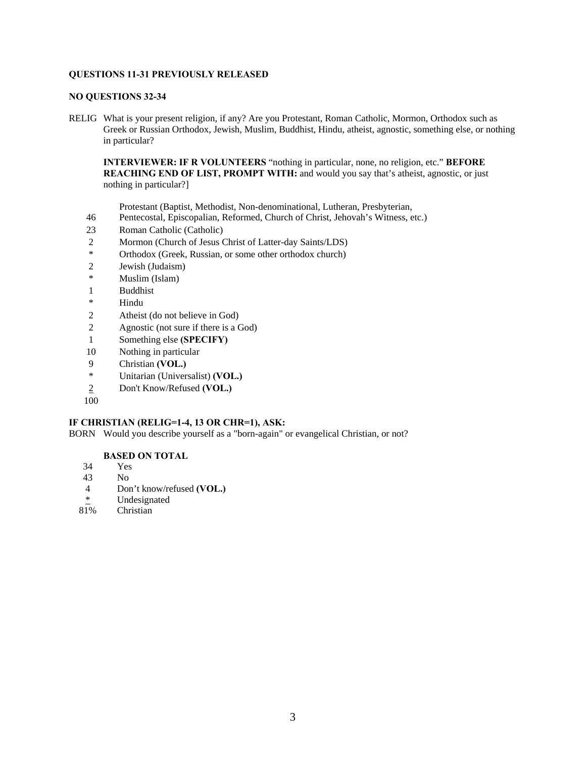**QUESTIONS 11-31 PREVIOUSLY RELEASED**

**NO QUESTIONS 32-34**

RELIG What is your present religion, if any? Are you Protestant, Roman Catholic, Mormon, Orthodox such as Greek or Russian Orthodox, Jewish, Muslim, Buddhist, Hindu, atheist, agnostic, something else, or nothing in particular?

**INTERVIEWER: IF R VOLUNTEERS** "nothing in particular, none, no religion, etc." **BEFORE REACHING END OF LIST, PROMPT WITH:** and would you say that's atheist, agnostic, or just nothing in particular?]

| | |
|---|---|
| 46 | Protestant (Baptist, Methodist, Non-denominational, Lutheran, Presbyterian, Pentecostal, Episcopalian, Reformed, Church of Christ, Jehovah's Witness, etc.) |
| 23 | Roman Catholic (Catholic) |
| 2 | Mormon (Church of Jesus Christ of Latter-day Saints/LDS) |
| * | Orthodox (Greek, Russian, or some other orthodox church) |
| 2 | Jewish (Judaism) |
| * | Muslim (Islam) |
| 1 | Buddhist |
| * | Hindu |
| 2 | Atheist (do not believe in God) |
| 2 | Agnostic (not sure if there is a God) |
| 1 | Something else **(SPECIFY)** |
| 10 | Nothing in particular |
| 9 | Christian **(VOL.)** |
| * | Unitarian (Universalist) **(VOL.)** |
| 2 | Don't Know/Refused **(VOL.)** |
| 100 | |

**IF CHRISTIAN (RELIG=1-4, 13 OR CHR=1), ASK:**

BORN Would you describe yourself as a "born-again" or evangelical Christian, or not?

**BASED ON TOTAL**

| | |
|---|---|
| 34 | Yes |
| 43 | No |
| 4 | Don't know/refused **(VOL.)** |
| * | Undesignated |
| 81% | Christian |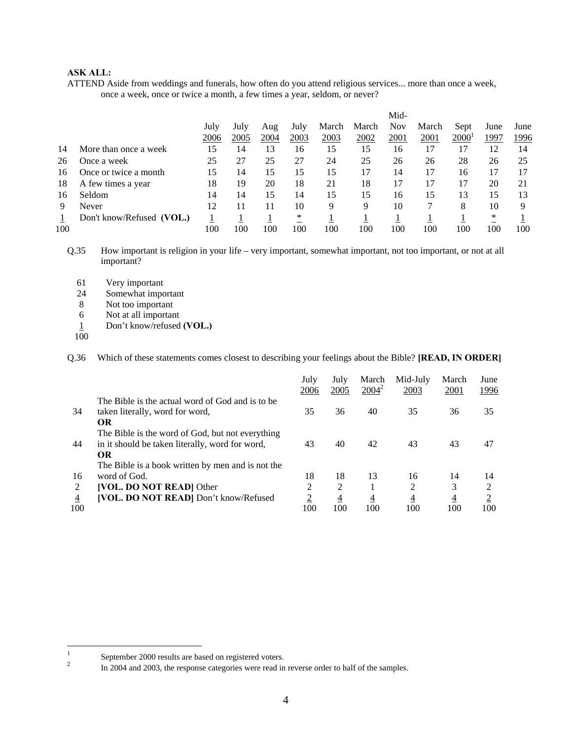**ASK ALL:**

ATTEND Aside from weddings and funerals, how often do you attend religious services... more than once a week, once a week, once or twice a month, a few times a year, seldom, or never?

| | | July 2006 | July 2005 | Aug 2004 | July 2003 | March 2003 | March 2002 | Mid-Nov 2001 | March 2001 | Sept 2000[1] | June 1997 | June 1996 |
|---|---|---|---|---|---|---|---|---|---|---|---|---|
| 14 | More than once a week | 15 | 14 | 13 | 16 | 15 | 15 | 16 | 17 | 17 | 12 | 14 |
| 26 | Once a week | 25 | 27 | 25 | 27 | 24 | 25 | 26 | 26 | 28 | 26 | 25 |
| 16 | Once or twice a month | 15 | 14 | 15 | 15 | 15 | 17 | 14 | 17 | 16 | 17 | 17 |
| 18 | A few times a year | 18 | 19 | 20 | 18 | 21 | 18 | 17 | 17 | 17 | 20 | 21 |
| 16 | Seldom | 14 | 14 | 15 | 14 | 15 | 15 | 16 | 15 | 13 | 15 | 13 |
| 9 | Never | 12 | 11 | 11 | 10 | 9 | 9 | 10 | 7 | 8 | 10 | 9 |
| 1 | Don't know/Refused **(VOL.)** | 1 | 1 | 1 | * | 1 | 1 | 1 | 1 | 1 | * | 1 |
| 100 | | 100 | 100 | 100 | 100 | 100 | 100 | 100 | 100 | 100 | 100 | 100 |

Q.35 How important is religion in your life – very important, somewhat important, not too important, or not at all important?

| | |
|---|---|
| 61 | Very important |
| 24 | Somewhat important |
| 8 | Not too important |
| 6 | Not at all important |
| 1 | Don't know/refused **(VOL.)** |
| 100 | |

Q.36 Which of these statements comes closest to describing your feelings about the Bible? **[READ, IN ORDER]**

| | | July 2006 | July 2005 | March 2004[2] | Mid-July 2003 | March 2001 | June 1996 |
|---|---|---|---|---|---|---|---|
| 34 | The Bible is the actual word of God and is to be taken literally, word for word, **OR** | 35 | 36 | 40 | 35 | 36 | 35 |
| 44 | The Bible is the word of God, but not everything in it should be taken literally, word for word, **OR** | 43 | 40 | 42 | 43 | 43 | 47 |
| 16 | The Bible is a book written by men and is not the word of God. | 18 | 18 | 13 | 16 | 14 | 14 |
| 2 | **[VOL. DO NOT READ]** Other | 2 | 2 | 1 | 2 | 3 | 2 |
| 4 | **[VOL. DO NOT READ]** Don't know/Refused | 2 | 4 | 4 | 4 | 4 | 2 |
| 100 | | 100 | 100 | 100 | 100 | 100 | 100 |

[1] September 2000 results are based on registered voters.

[2] In 2004 and 2003, the response categories were read in reverse order to half of the samples.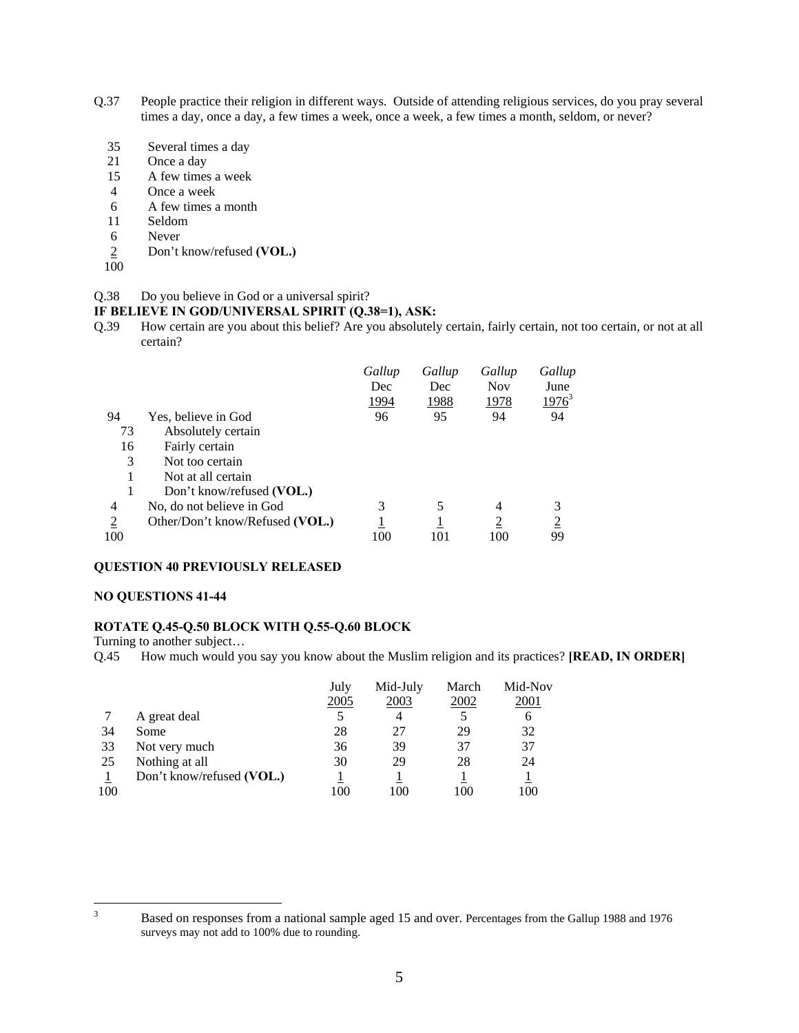Q.37 People practice their religion in different ways. Outside of attending religious services, do you pray several times a day, once a day, a few times a week, once a week, a few times a month, seldom, or never?

| | |
|---|---|
| 35 | Several times a day |
| 21 | Once a day |
| 15 | A few times a week |
| 4 | Once a week |
| 6 | A few times a month |
| 11 | Seldom |
| 6 | Never |
| 2 | Don't know/refused **(VOL.)** |
| 100 | |

Q.38 Do you believe in God or a universal spirit?

**IF BELIEVE IN GOD/UNIVERSAL SPIRIT (Q.38=1), ASK:**

Q.39 How certain are you about this belief? Are you absolutely certain, fairly certain, not too certain, or not at all certain?

| | | *Gallup* Dec 1994 | *Gallup* Dec 1988 | *Gallup* Nov 1978 | *Gallup* June 1976[3] |
|---|---|---|---|---|---|
| 94 | Yes, believe in God | 96 | 95 | 94 | 94 |
| 73 | Absolutely certain | | | | |
| 16 | Fairly certain | | | | |
| 3 | Not too certain | | | | |
| 1 | Not at all certain | | | | |
| 1 | Don't know/refused **(VOL.)** | | | | |
| 4 | No, do not believe in God | 3 | 5 | 4 | 3 |
| 2 | Other/Don't know/Refused **(VOL.)** | 1 | 1 | 2 | 2 |
| 100 | | 100 | 101 | 100 | 99 |

**QUESTION 40 PREVIOUSLY RELEASED**

**NO QUESTIONS 41-44**

**ROTATE Q.45-Q.50 BLOCK WITH Q.55-Q.60 BLOCK**

Turning to another subject…

Q.45 How much would you say you know about the Muslim religion and its practices? **[READ, IN ORDER]**

| | | July 2005 | Mid-July 2003 | March 2002 | Mid-Nov 2001 |
|---|---|---|---|---|---|
| 7 | A great deal | 5 | 4 | 5 | 6 |
| 34 | Some | 28 | 27 | 29 | 32 |
| 33 | Not very much | 36 | 39 | 37 | 37 |
| 25 | Nothing at all | 30 | 29 | 28 | 24 |
| 1 | Don't know/refused **(VOL.)** | 1 | 1 | 1 | 1 |
| 100 | | 100 | 100 | 100 | 100 |

[3] Based on responses from a national sample aged 15 and over. Percentages from the Gallup 1988 and 1976 surveys may not add to 100% due to rounding.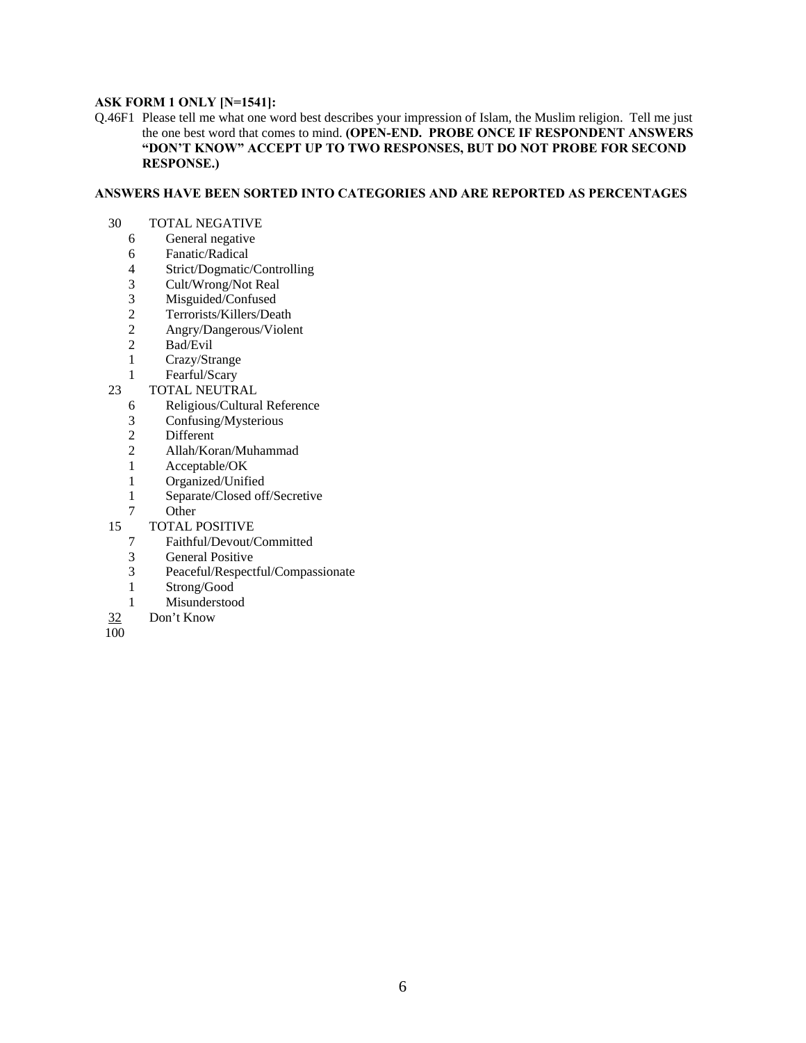**ASK FORM 1 ONLY [N=1541]:**

Q.46F1 Please tell me what one word best describes your impression of Islam, the Muslim religion. Tell me just the one best word that comes to mind. **(OPEN-END. PROBE ONCE IF RESPONDENT ANSWERS "DON'T KNOW" ACCEPT UP TO TWO RESPONSES, BUT DO NOT PROBE FOR SECOND RESPONSE.)**

**ANSWERS HAVE BEEN SORTED INTO CATEGORIES AND ARE REPORTED AS PERCENTAGES**

| | |
|---|---|
| 30 | TOTAL NEGATIVE |
| 6 | General negative |
| 6 | Fanatic/Radical |
| 4 | Strict/Dogmatic/Controlling |
| 3 | Cult/Wrong/Not Real |
| 3 | Misguided/Confused |
| 2 | Terrorists/Killers/Death |
| 2 | Angry/Dangerous/Violent |
| 2 | Bad/Evil |
| 1 | Crazy/Strange |
| 1 | Fearful/Scary |
| 23 | TOTAL NEUTRAL |
| 6 | Religious/Cultural Reference |
| 3 | Confusing/Mysterious |
| 2 | Different |
| 2 | Allah/Koran/Muhammad |
| 1 | Acceptable/OK |
| 1 | Organized/Unified |
| 1 | Separate/Closed off/Secretive |
| 7 | Other |
| 15 | TOTAL POSITIVE |
| 7 | Faithful/Devout/Committed |
| 3 | General Positive |
| 3 | Peaceful/Respectful/Compassionate |
| 1 | Strong/Good |
| 1 | Misunderstood |
| 32 | Don't Know |
| 100 | |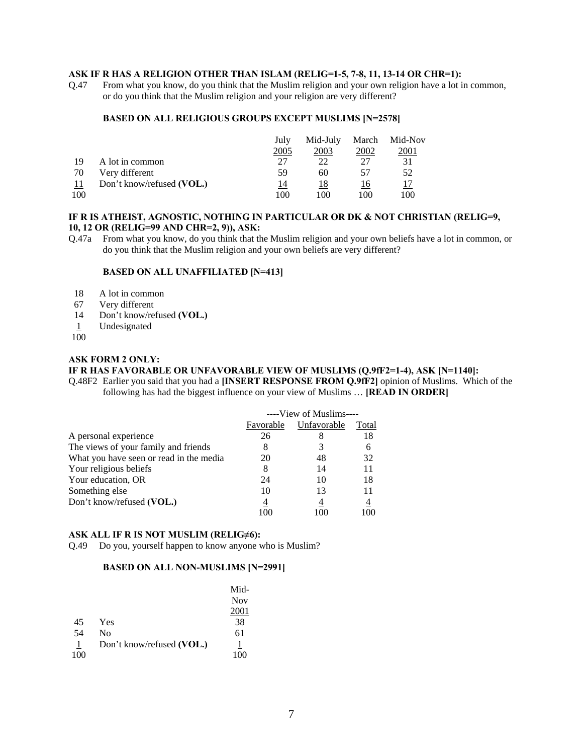**ASK IF R HAS A RELIGION OTHER THAN ISLAM (RELIG=1-5, 7-8, 11, 13-14 OR CHR=1):**

Q.47 From what you know, do you think that the Muslim religion and your own religion have a lot in common, or do you think that the Muslim religion and your religion are very different?

**BASED ON ALL RELIGIOUS GROUPS EXCEPT MUSLIMS [N=2578]**

| | | July 2005 | Mid-July 2003 | March 2002 | Mid-Nov 2001 |
|---|---|---|---|---|---|
| 19 | A lot in common | 27 | 22 | 27 | 31 |
| 70 | Very different | 59 | 60 | 57 | 52 |
| 11 | Don't know/refused **(VOL.)** | 14 | 18 | 16 | 17 |
| 100 | | 100 | 100 | 100 | 100 |

**IF R IS ATHEIST, AGNOSTIC, NOTHING IN PARTICULAR OR DK & NOT CHRISTIAN (RELIG=9, 10, 12 OR (RELIG=99 AND CHR=2, 9)), ASK:**

Q.47a From what you know, do you think that the Muslim religion and your own beliefs have a lot in common, or do you think that the Muslim religion and your own beliefs are very different?

**BASED ON ALL UNAFFILIATED [N=413]**

| | |
|---|---|
| 18 | A lot in common |
| 67 | Very different |
| 14 | Don't know/refused **(VOL.)** |
| 1 | Undesignated |
| 100 | |

**ASK FORM 2 ONLY:**

**IF R HAS FAVORABLE OR UNFAVORABLE VIEW OF MUSLIMS (Q.9fF2=1-4), ASK [N=1140]:**

Q.48F2 Earlier you said that you had a **[INSERT RESPONSE FROM Q.9fF2]** opinion of Muslims. Which of the following has had the biggest influence on your view of Muslims … **[READ IN ORDER]**

| | ----View of Muslims---- | | |
|---|---|---|---|
| | Favorable | Unfavorable | Total |
| A personal experience | 26 | 8 | 18 |
| The views of your family and friends | 8 | 3 | 6 |
| What you have seen or read in the media | 20 | 48 | 32 |
| Your religious beliefs | 8 | 14 | 11 |
| Your education, OR | 24 | 10 | 18 |
| Something else | 10 | 13 | 11 |
| Don't know/refused **(VOL.)** | 4 | 4 | 4 |
| | 100 | 100 | 100 |

**ASK ALL IF R IS NOT MUSLIM (RELIG≠6):**

Q.49 Do you, yourself happen to know anyone who is Muslim?

**BASED ON ALL NON-MUSLIMS [N=2991]**

| | | Mid-Nov 2001 |
|---|---|---|
| 45 | Yes | 38 |
| 54 | No | 61 |
| 1 | Don't know/refused **(VOL.)** | 1 |
| 100 | | 100 |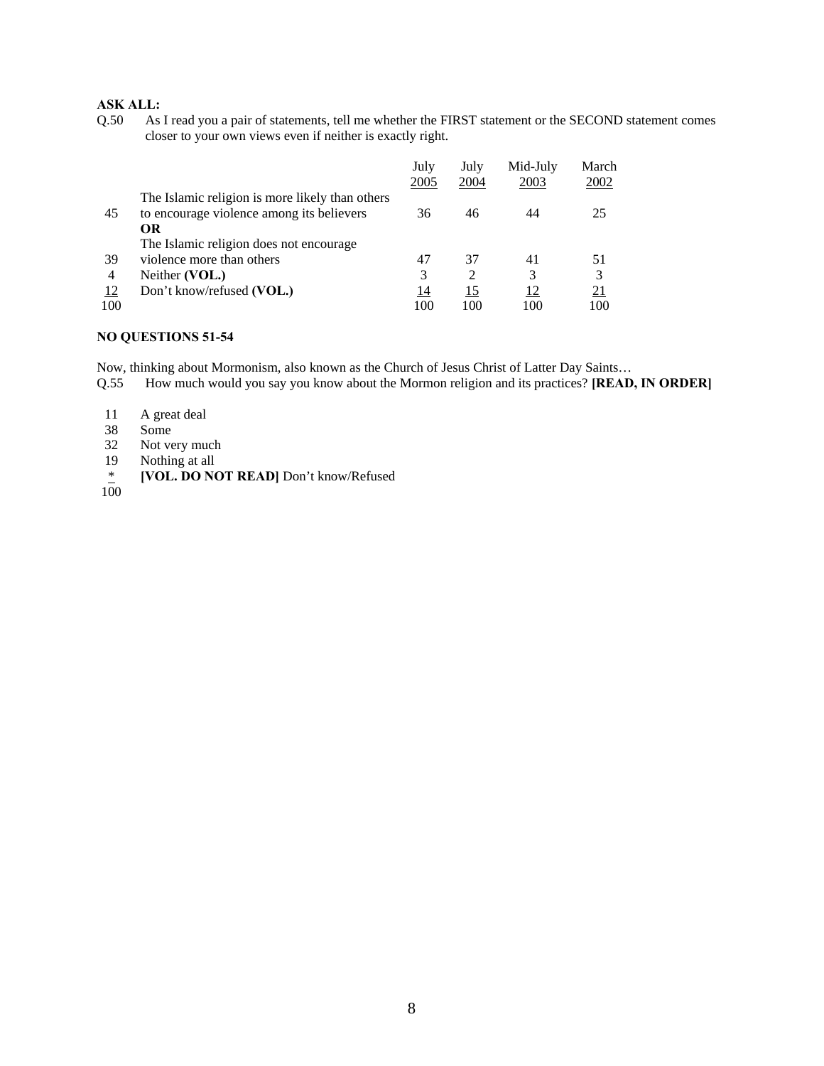**ASK ALL:**

Q.50 As I read you a pair of statements, tell me whether the FIRST statement or the SECOND statement comes closer to your own views even if neither is exactly right.

| | | July 2005 | July 2004 | Mid-July 2003 | March 2002 |
|---|---|---|---|---|---|
| 45 | The Islamic religion is more likely than others to encourage violence among its believers | 36 | 46 | 44 | 25 |
| | **OR** | | | | |
| 39 | The Islamic religion does not encourage violence more than others | 47 | 37 | 41 | 51 |
| 4 | Neither **(VOL.)** | 3 | 2 | 3 | 3 |
| 12 | Don't know/refused **(VOL.)** | 14 | 15 | 12 | 21 |
| 100 | | 100 | 100 | 100 | 100 |

**NO QUESTIONS 51-54**

Now, thinking about Mormonism, also known as the Church of Jesus Christ of Latter Day Saints…

Q.55 How much would you say you know about the Mormon religion and its practices? **[READ, IN ORDER]**

| | |
|---|---|
| 11 | A great deal |
| 38 | Some |
| 32 | Not very much |
| 19 | Nothing at all |
| * | **[VOL. DO NOT READ]** Don't know/Refused |
| 100 | |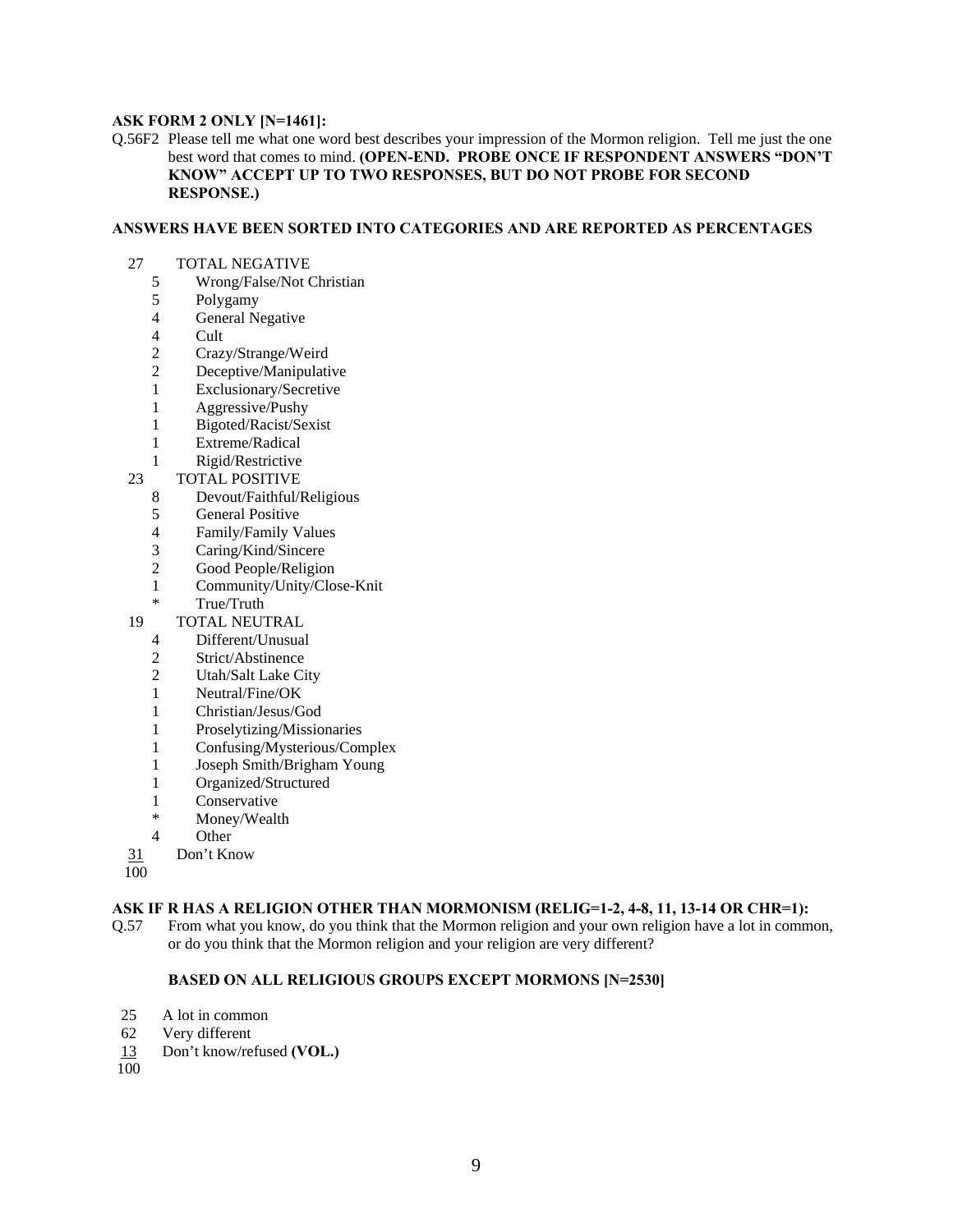**ASK FORM 2 ONLY [N=1461]:**

Q.56F2 Please tell me what one word best describes your impression of the Mormon religion. Tell me just the one best word that comes to mind. **(OPEN-END. PROBE ONCE IF RESPONDENT ANSWERS "DON'T KNOW" ACCEPT UP TO TWO RESPONSES, BUT DO NOT PROBE FOR SECOND RESPONSE.)**

**ANSWERS HAVE BEEN SORTED INTO CATEGORIES AND ARE REPORTED AS PERCENTAGES**

| | | |
|---|---|---|
| 27 | | TOTAL NEGATIVE |
| | 5 | Wrong/False/Not Christian |
| | 5 | Polygamy |
| | 4 | General Negative |
| | 4 | Cult |
| | 2 | Crazy/Strange/Weird |
| | 2 | Deceptive/Manipulative |
| | 1 | Exclusionary/Secretive |
| | 1 | Aggressive/Pushy |
| | 1 | Bigoted/Racist/Sexist |
| | 1 | Extreme/Radical |
| | 1 | Rigid/Restrictive |
| 23 | | TOTAL POSITIVE |
| | 8 | Devout/Faithful/Religious |
| | 5 | General Positive |
| | 4 | Family/Family Values |
| | 3 | Caring/Kind/Sincere |
| | 2 | Good People/Religion |
| | 1 | Community/Unity/Close-Knit |
| | * | True/Truth |
| 19 | | TOTAL NEUTRAL |
| | 4 | Different/Unusual |
| | 2 | Strict/Abstinence |
| | 2 | Utah/Salt Lake City |
| | 1 | Neutral/Fine/OK |
| | 1 | Christian/Jesus/God |
| | 1 | Proselytizing/Missionaries |
| | 1 | Confusing/Mysterious/Complex |
| | 1 | Joseph Smith/Brigham Young |
| | 1 | Organized/Structured |
| | 1 | Conservative |
| | * | Money/Wealth |
| | 4 | Other |
| 31 | | Don't Know |
| 100 | | |

**ASK IF R HAS A RELIGION OTHER THAN MORMONISM (RELIG=1-2, 4-8, 11, 13-14 OR CHR=1):**

Q.57 From what you know, do you think that the Mormon religion and your own religion have a lot in common, or do you think that the Mormon religion and your religion are very different?

**BASED ON ALL RELIGIOUS GROUPS EXCEPT MORMONS [N=2530]**

| | |
|---|---|
| 25 | A lot in common |
| 62 | Very different |
| 13 | Don't know/refused **(VOL.)** |
| 100 | |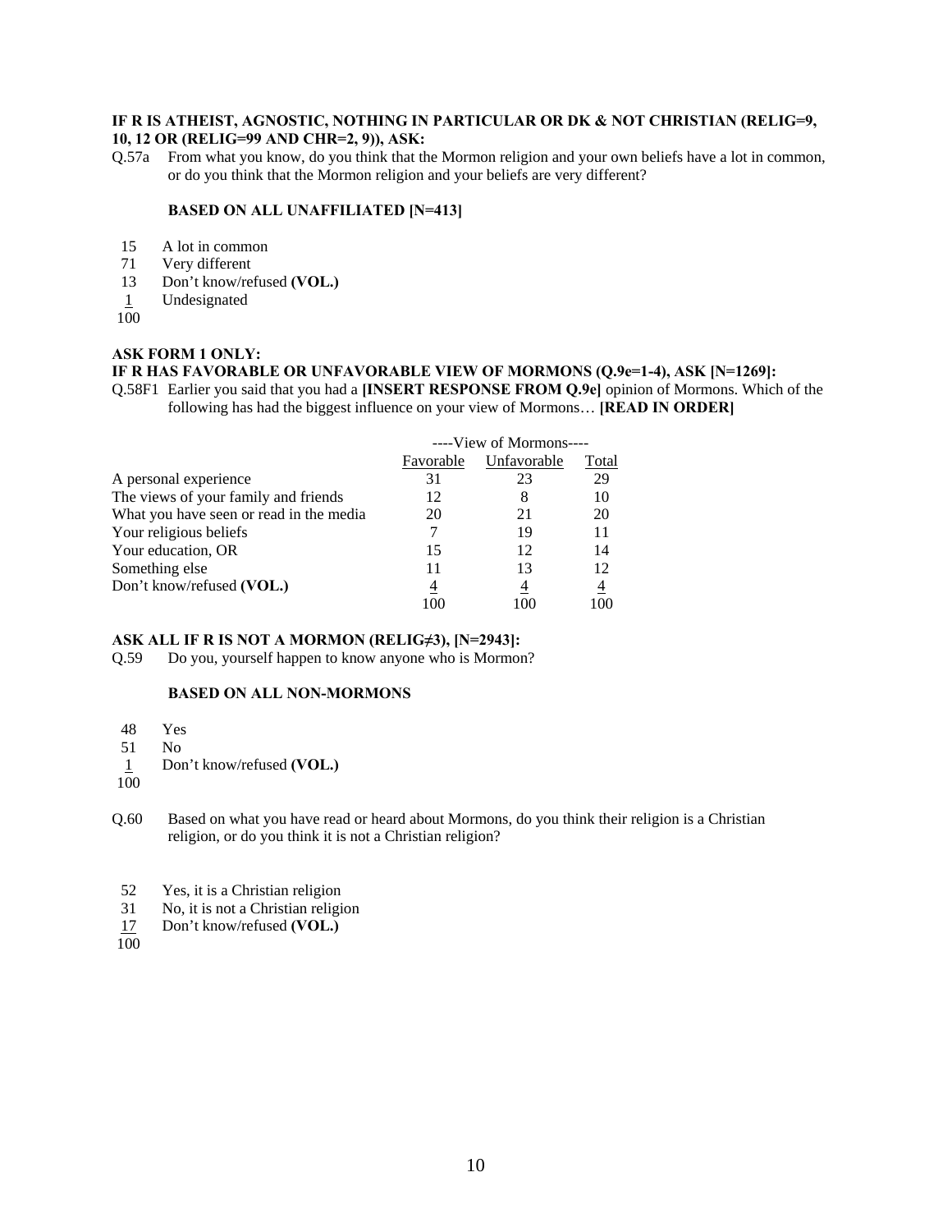**IF R IS ATHEIST, AGNOSTIC, NOTHING IN PARTICULAR OR DK & NOT CHRISTIAN (RELIG=9, 10, 12 OR (RELIG=99 AND CHR=2, 9)), ASK:**

Q.57a From what you know, do you think that the Mormon religion and your own beliefs have a lot in common, or do you think that the Mormon religion and your beliefs are very different?

**BASED ON ALL UNAFFILIATED [N=413]**

15 A lot in common
71 Very different
13 Don't know/refused **(VOL.)**
1 Undesignated
100

**ASK FORM 1 ONLY:**
**IF R HAS FAVORABLE OR UNFAVORABLE VIEW OF MORMONS (Q.9e=1-4), ASK [N=1269]:**

Q.58F1 Earlier you said that you had a **[INSERT RESPONSE FROM Q.9e]** opinion of Mormons. Which of the following has had the biggest influence on your view of Mormons… **[READ IN ORDER]**

| | ----View of Mormons---- | | |
|---|---|---|---|
| | Favorable | Unfavorable | Total |
| A personal experience | 31 | 23 | 29 |
| The views of your family and friends | 12 | 8 | 10 |
| What you have seen or read in the media | 20 | 21 | 20 |
| Your religious beliefs | 7 | 19 | 11 |
| Your education, OR | 15 | 12 | 14 |
| Something else | 11 | 13 | 12 |
| Don't know/refused **(VOL.)** | 4 | 4 | 4 |
| | 100 | 100 | 100 |

**ASK ALL IF R IS NOT A MORMON (RELIG≠3), [N=2943]:**

Q.59 Do you, yourself happen to know anyone who is Mormon?

**BASED ON ALL NON-MORMONS**

48 Yes
51 No
1 Don't know/refused **(VOL.)**
100

Q.60 Based on what you have read or heard about Mormons, do you think their religion is a Christian religion, or do you think it is not a Christian religion?

52 Yes, it is a Christian religion
31 No, it is not a Christian religion
17 Don't know/refused **(VOL.)**
100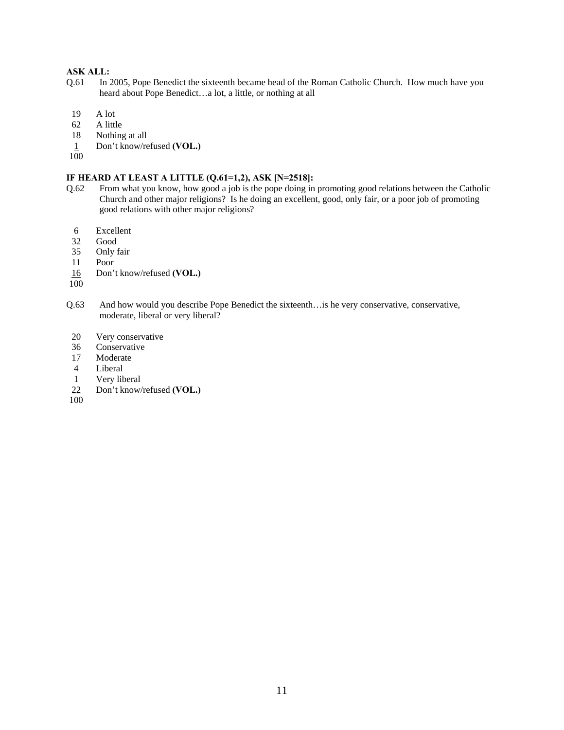**ASK ALL:**

Q.61 In 2005, Pope Benedict the sixteenth became head of the Roman Catholic Church. How much have you heard about Pope Benedict…a lot, a little, or nothing at all

| | |
|---|---|
| 19 | A lot |
| 62 | A little |
| 18 | Nothing at all |
| 1 | Don't know/refused **(VOL.)** |
| 100 | |

**IF HEARD AT LEAST A LITTLE (Q.61=1,2), ASK [N=2518]:**

Q.62 From what you know, how good a job is the pope doing in promoting good relations between the Catholic Church and other major religions? Is he doing an excellent, good, only fair, or a poor job of promoting good relations with other major religions?

| | |
|---|---|
| 6 | Excellent |
| 32 | Good |
| 35 | Only fair |
| 11 | Poor |
| 16 | Don't know/refused **(VOL.)** |
| 100 | |

Q.63 And how would you describe Pope Benedict the sixteenth…is he very conservative, conservative, moderate, liberal or very liberal?

| | |
|---|---|
| 20 | Very conservative |
| 36 | Conservative |
| 17 | Moderate |
| 4 | Liberal |
| 1 | Very liberal |
| 22 | Don't know/refused **(VOL.)** |
| 100 | |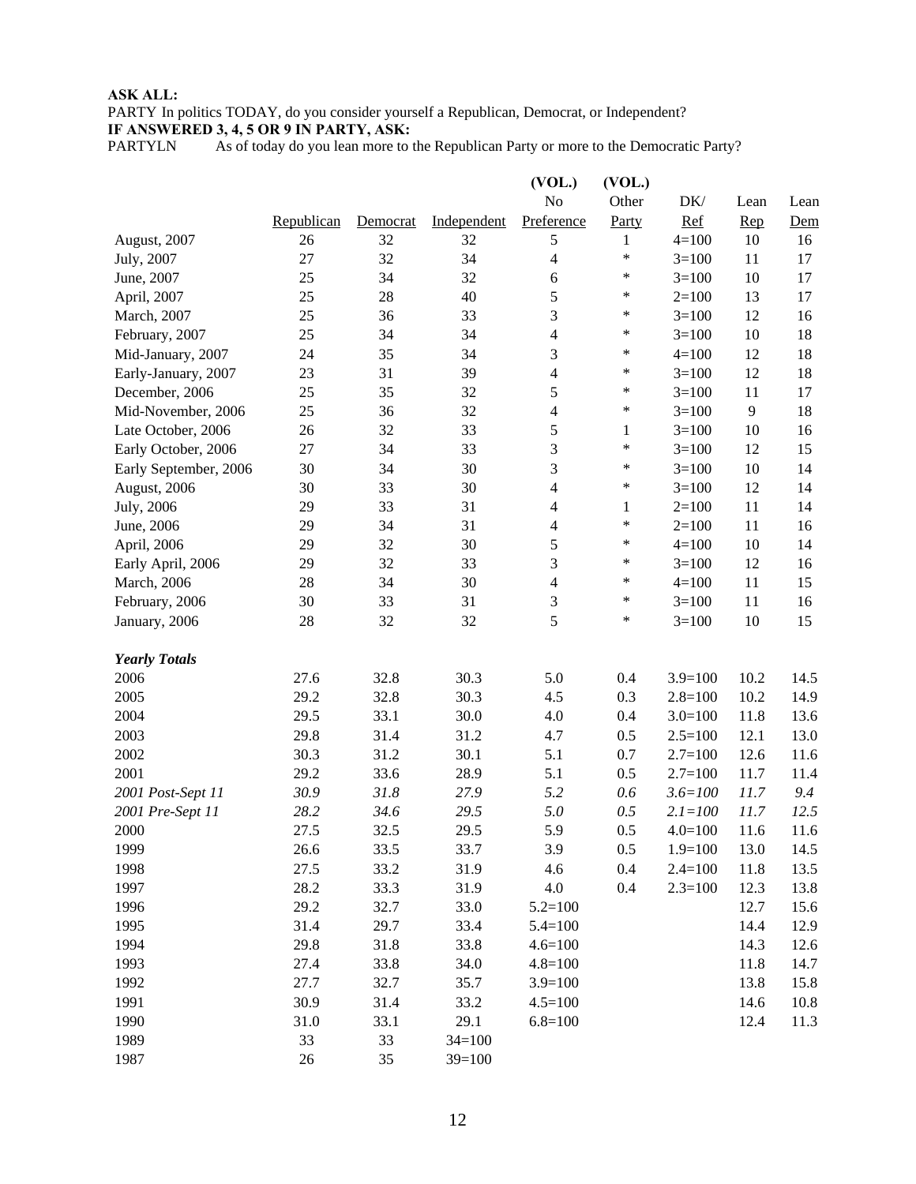**ASK ALL:**
PARTY In politics TODAY, do you consider yourself a Republican, Democrat, or Independent?
**IF ANSWERED 3, 4, 5 OR 9 IN PARTY, ASK:**
PARTYLN As of today do you lean more to the Republican Party or more to the Democratic Party?

| | Republican | Democrat | Independent | (VOL.) No Preference | (VOL.) Other Party | DK/ Ref | Lean Rep | Lean Dem |
|---|---|---|---|---|---|---|---|---|
| August, 2007 | 26 | 32 | 32 | 5 | 1 | 4=100 | 10 | 16 |
| July, 2007 | 27 | 32 | 34 | 4 | * | 3=100 | 11 | 17 |
| June, 2007 | 25 | 34 | 32 | 6 | * | 3=100 | 10 | 17 |
| April, 2007 | 25 | 28 | 40 | 5 | * | 2=100 | 13 | 17 |
| March, 2007 | 25 | 36 | 33 | 3 | * | 3=100 | 12 | 16 |
| February, 2007 | 25 | 34 | 34 | 4 | * | 3=100 | 10 | 18 |
| Mid-January, 2007 | 24 | 35 | 34 | 3 | * | 4=100 | 12 | 18 |
| Early-January, 2007 | 23 | 31 | 39 | 4 | * | 3=100 | 12 | 18 |
| December, 2006 | 25 | 35 | 32 | 5 | * | 3=100 | 11 | 17 |
| Mid-November, 2006 | 25 | 36 | 32 | 4 | * | 3=100 | 9 | 18 |
| Late October, 2006 | 26 | 32 | 33 | 5 | 1 | 3=100 | 10 | 16 |
| Early October, 2006 | 27 | 34 | 33 | 3 | * | 3=100 | 12 | 15 |
| Early September, 2006 | 30 | 34 | 30 | 3 | * | 3=100 | 10 | 14 |
| August, 2006 | 30 | 33 | 30 | 4 | * | 3=100 | 12 | 14 |
| July, 2006 | 29 | 33 | 31 | 4 | 1 | 2=100 | 11 | 14 |
| June, 2006 | 29 | 34 | 31 | 4 | * | 2=100 | 11 | 16 |
| April, 2006 | 29 | 32 | 30 | 5 | * | 4=100 | 10 | 14 |
| Early April, 2006 | 29 | 32 | 33 | 3 | * | 3=100 | 12 | 16 |
| March, 2006 | 28 | 34 | 30 | 4 | * | 4=100 | 11 | 15 |
| February, 2006 | 30 | 33 | 31 | 3 | * | 3=100 | 11 | 16 |
| January, 2006 | 28 | 32 | 32 | 5 | * | 3=100 | 10 | 15 |
| ***Yearly Totals*** | | | | | | | | |
| 2006 | 27.6 | 32.8 | 30.3 | 5.0 | 0.4 | 3.9=100 | 10.2 | 14.5 |
| 2005 | 29.2 | 32.8 | 30.3 | 4.5 | 0.3 | 2.8=100 | 10.2 | 14.9 |
| 2004 | 29.5 | 33.1 | 30.0 | 4.0 | 0.4 | 3.0=100 | 11.8 | 13.6 |
| 2003 | 29.8 | 31.4 | 31.2 | 4.7 | 0.5 | 2.5=100 | 12.1 | 13.0 |
| 2002 | 30.3 | 31.2 | 30.1 | 5.1 | 0.7 | 2.7=100 | 12.6 | 11.6 |
| 2001 | 29.2 | 33.6 | 28.9 | 5.1 | 0.5 | 2.7=100 | 11.7 | 11.4 |
| *2001 Post-Sept 11* | *30.9* | *31.8* | *27.9* | *5.2* | *0.6* | *3.6=100* | *11.7* | *9.4* |
| *2001 Pre-Sept 11* | *28.2* | *34.6* | *29.5* | *5.0* | *0.5* | *2.1=100* | *11.7* | *12.5* |
| 2000 | 27.5 | 32.5 | 29.5 | 5.9 | 0.5 | 4.0=100 | 11.6 | 11.6 |
| 1999 | 26.6 | 33.5 | 33.7 | 3.9 | 0.5 | 1.9=100 | 13.0 | 14.5 |
| 1998 | 27.5 | 33.2 | 31.9 | 4.6 | 0.4 | 2.4=100 | 11.8 | 13.5 |
| 1997 | 28.2 | 33.3 | 31.9 | 4.0 | 0.4 | 2.3=100 | 12.3 | 13.8 |
| 1996 | 29.2 | 32.7 | 33.0 | 5.2=100 | | | 12.7 | 15.6 |
| 1995 | 31.4 | 29.7 | 33.4 | 5.4=100 | | | 14.4 | 12.9 |
| 1994 | 29.8 | 31.8 | 33.8 | 4.6=100 | | | 14.3 | 12.6 |
| 1993 | 27.4 | 33.8 | 34.0 | 4.8=100 | | | 11.8 | 14.7 |
| 1992 | 27.7 | 32.7 | 35.7 | 3.9=100 | | | 13.8 | 15.8 |
| 1991 | 30.9 | 31.4 | 33.2 | 4.5=100 | | | 14.6 | 10.8 |
| 1990 | 31.0 | 33.1 | 29.1 | 6.8=100 | | | 12.4 | 11.3 |
| 1989 | 33 | 33 | 34=100 | | | | | |
| 1987 | 26 | 35 | 39=100 | | | | | |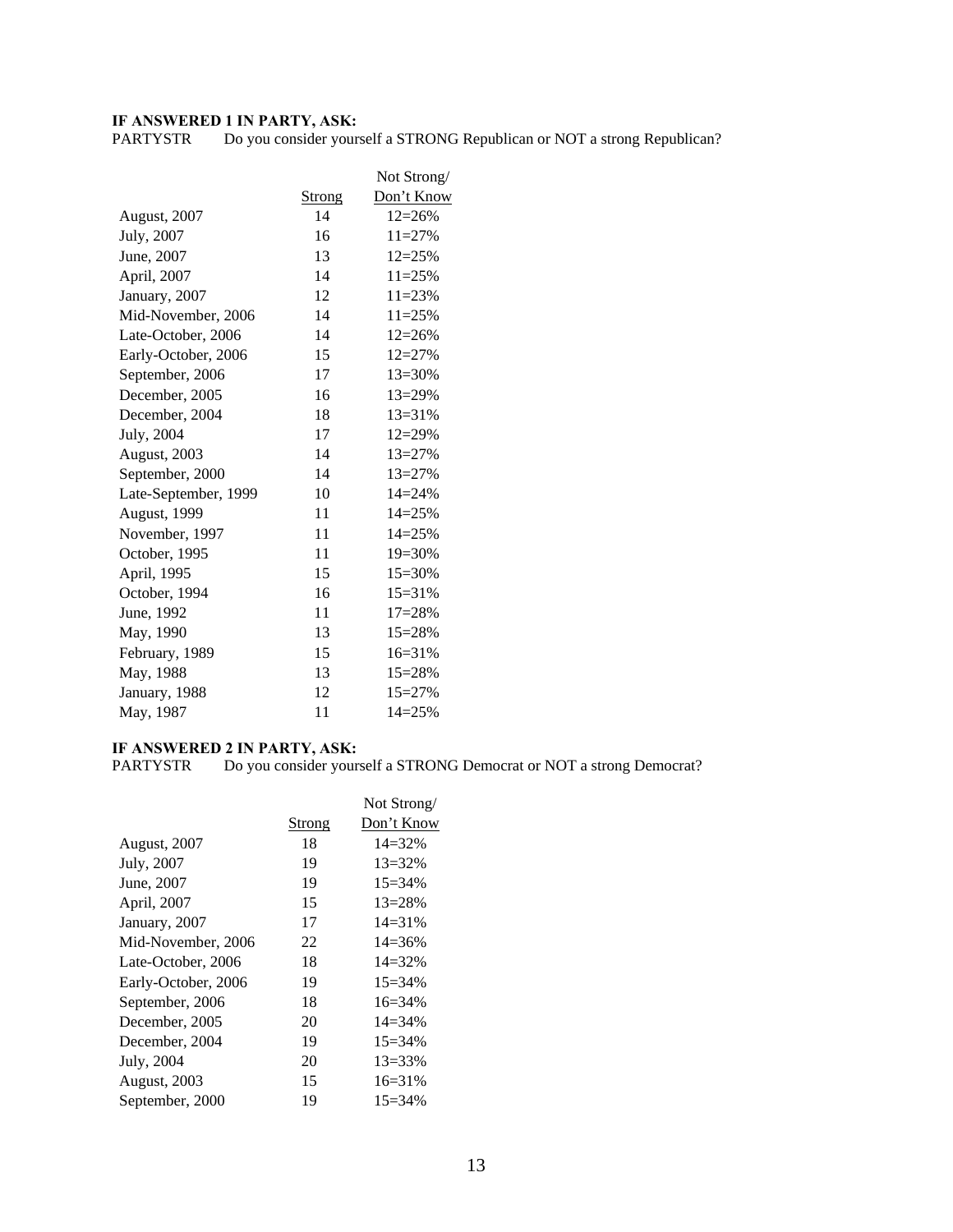**IF ANSWERED 1 IN PARTY, ASK:**

PARTYSTR Do you consider yourself a STRONG Republican or NOT a strong Republican?

| | Strong | Not Strong/ Don't Know |
|---|---|---|
| August, 2007 | 14 | 12=26% |
| July, 2007 | 16 | 11=27% |
| June, 2007 | 13 | 12=25% |
| April, 2007 | 14 | 11=25% |
| January, 2007 | 12 | 11=23% |
| Mid-November, 2006 | 14 | 11=25% |
| Late-October, 2006 | 14 | 12=26% |
| Early-October, 2006 | 15 | 12=27% |
| September, 2006 | 17 | 13=30% |
| December, 2005 | 16 | 13=29% |
| December, 2004 | 18 | 13=31% |
| July, 2004 | 17 | 12=29% |
| August, 2003 | 14 | 13=27% |
| September, 2000 | 14 | 13=27% |
| Late-September, 1999 | 10 | 14=24% |
| August, 1999 | 11 | 14=25% |
| November, 1997 | 11 | 14=25% |
| October, 1995 | 11 | 19=30% |
| April, 1995 | 15 | 15=30% |
| October, 1994 | 16 | 15=31% |
| June, 1992 | 11 | 17=28% |
| May, 1990 | 13 | 15=28% |
| February, 1989 | 15 | 16=31% |
| May, 1988 | 13 | 15=28% |
| January, 1988 | 12 | 15=27% |
| May, 1987 | 11 | 14=25% |

**IF ANSWERED 2 IN PARTY, ASK:**

PARTYSTR Do you consider yourself a STRONG Democrat or NOT a strong Democrat?

| | Strong | Not Strong/ Don't Know |
|---|---|---|
| August, 2007 | 18 | 14=32% |
| July, 2007 | 19 | 13=32% |
| June, 2007 | 19 | 15=34% |
| April, 2007 | 15 | 13=28% |
| January, 2007 | 17 | 14=31% |
| Mid-November, 2006 | 22 | 14=36% |
| Late-October, 2006 | 18 | 14=32% |
| Early-October, 2006 | 19 | 15=34% |
| September, 2006 | 18 | 16=34% |
| December, 2005 | 20 | 14=34% |
| December, 2004 | 19 | 15=34% |
| July, 2004 | 20 | 13=33% |
| August, 2003 | 15 | 16=31% |
| September, 2000 | 19 | 15=34% |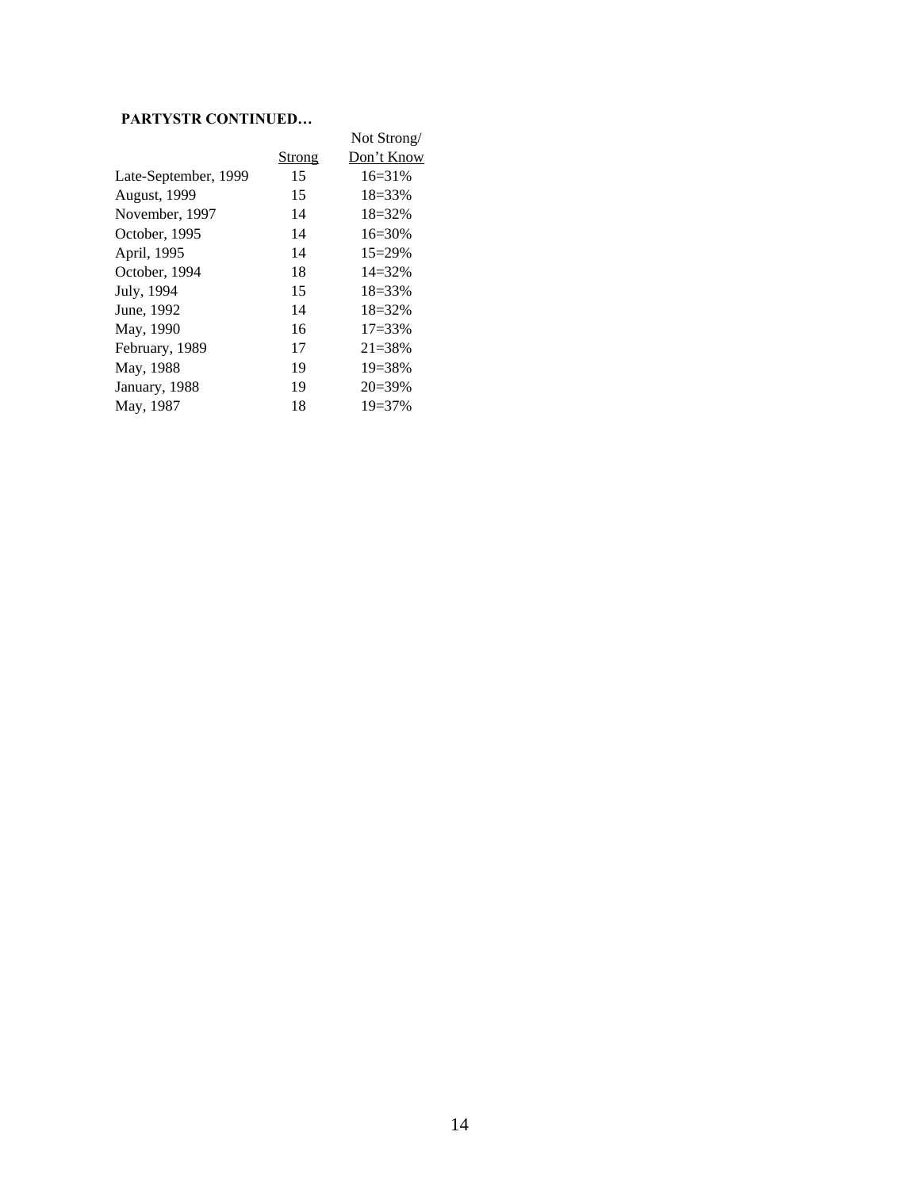**PARTYSTR CONTINUED…**

| | Strong | Not Strong/ Don't Know |
|---|---|---|
| Late-September, 1999 | 15 | 16=31% |
| August, 1999 | 15 | 18=33% |
| November, 1997 | 14 | 18=32% |
| October, 1995 | 14 | 16=30% |
| April, 1995 | 14 | 15=29% |
| October, 1994 | 18 | 14=32% |
| July, 1994 | 15 | 18=33% |
| June, 1992 | 14 | 18=32% |
| May, 1990 | 16 | 17=33% |
| February, 1989 | 17 | 21=38% |
| May, 1988 | 19 | 19=38% |
| January, 1988 | 19 | 20=39% |
| May, 1987 | 18 | 19=37% |